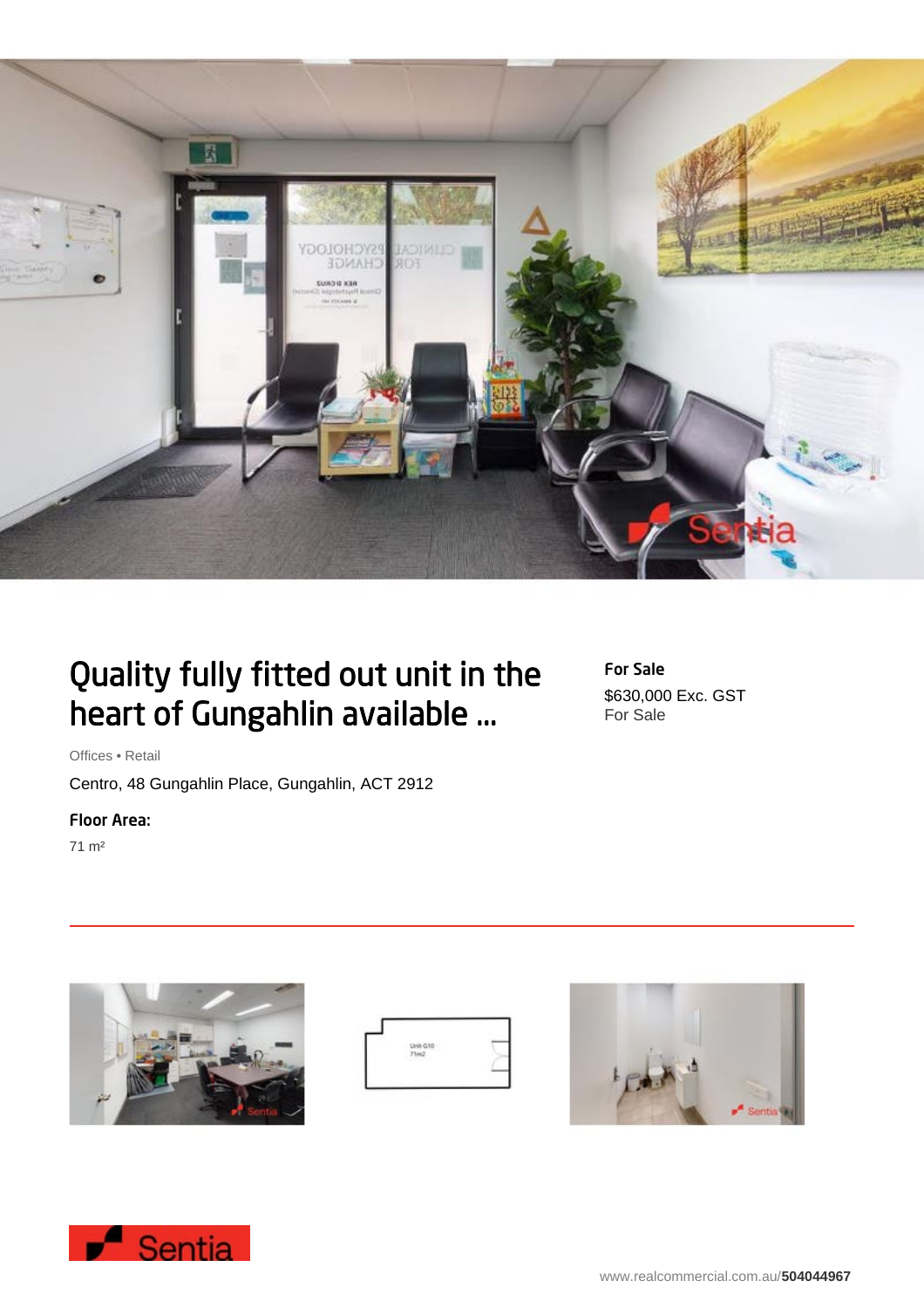# Quality fully fitted out unit in the heart of Gungahlin available ...

**For Sale**

$630,000 Exc. GST
For Sale

Offices • Retail

Centro, 48 Gungahlin Place, Gungahlin, ACT 2912

**Floor Area:**

71 m²

www.realcommercial.com.au/**504044967**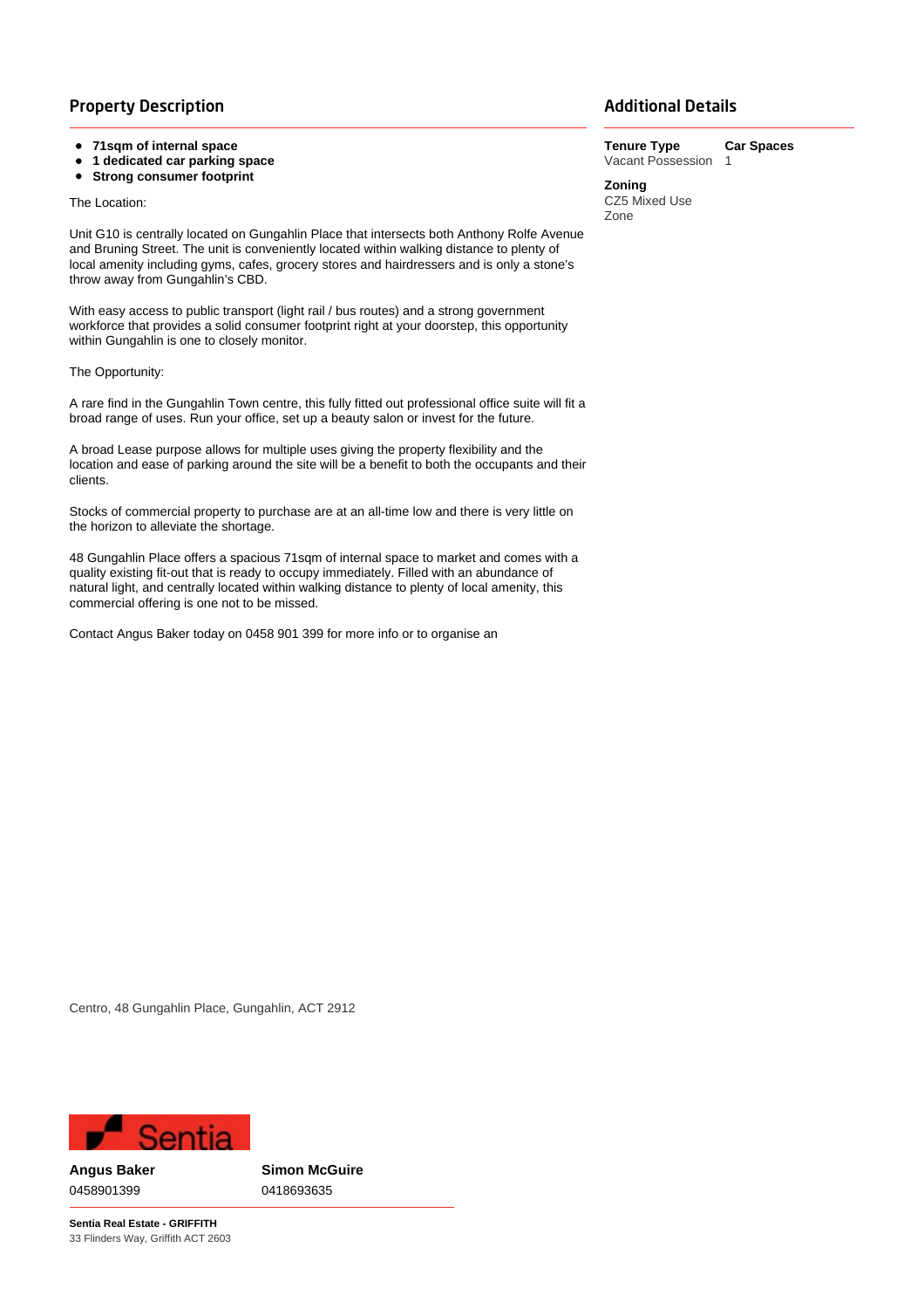## Property Description

- **71sqm of internal space**
- **1 dedicated car parking space**
- **Strong consumer footprint**

The Location:

Unit G10 is centrally located on Gungahlin Place that intersects both Anthony Rolfe Avenue and Bruning Street. The unit is conveniently located within walking distance to plenty of local amenity including gyms, cafes, grocery stores and hairdressers and is only a stone's throw away from Gungahlin's CBD.

With easy access to public transport (light rail / bus routes) and a strong government workforce that provides a solid consumer footprint right at your doorstep, this opportunity within Gungahlin is one to closely monitor.

The Opportunity:

A rare find in the Gungahlin Town centre, this fully fitted out professional office suite will fit a broad range of uses. Run your office, set up a beauty salon or invest for the future.

A broad Lease purpose allows for multiple uses giving the property flexibility and the location and ease of parking around the site will be a benefit to both the occupants and their clients.

Stocks of commercial property to purchase are at an all-time low and there is very little on the horizon to alleviate the shortage.

48 Gungahlin Place offers a spacious 71sqm of internal space to market and comes with a quality existing fit-out that is ready to occupy immediately. Filled with an abundance of natural light, and centrally located within walking distance to plenty of local amenity, this commercial offering is one not to be missed.

Contact Angus Baker today on 0458 901 399 for more info or to organise an

## Additional Details

**Tenure Type**
Vacant Possession

**Car Spaces**
1

**Zoning**
CZ5 Mixed Use Zone

Centro, 48 Gungahlin Place, Gungahlin, ACT 2912

Sentia

**Angus Baker**
0458901399

**Simon McGuire**
0418693635

**Sentia Real Estate - GRIFFITH**
33 Flinders Way, Griffith ACT 2603